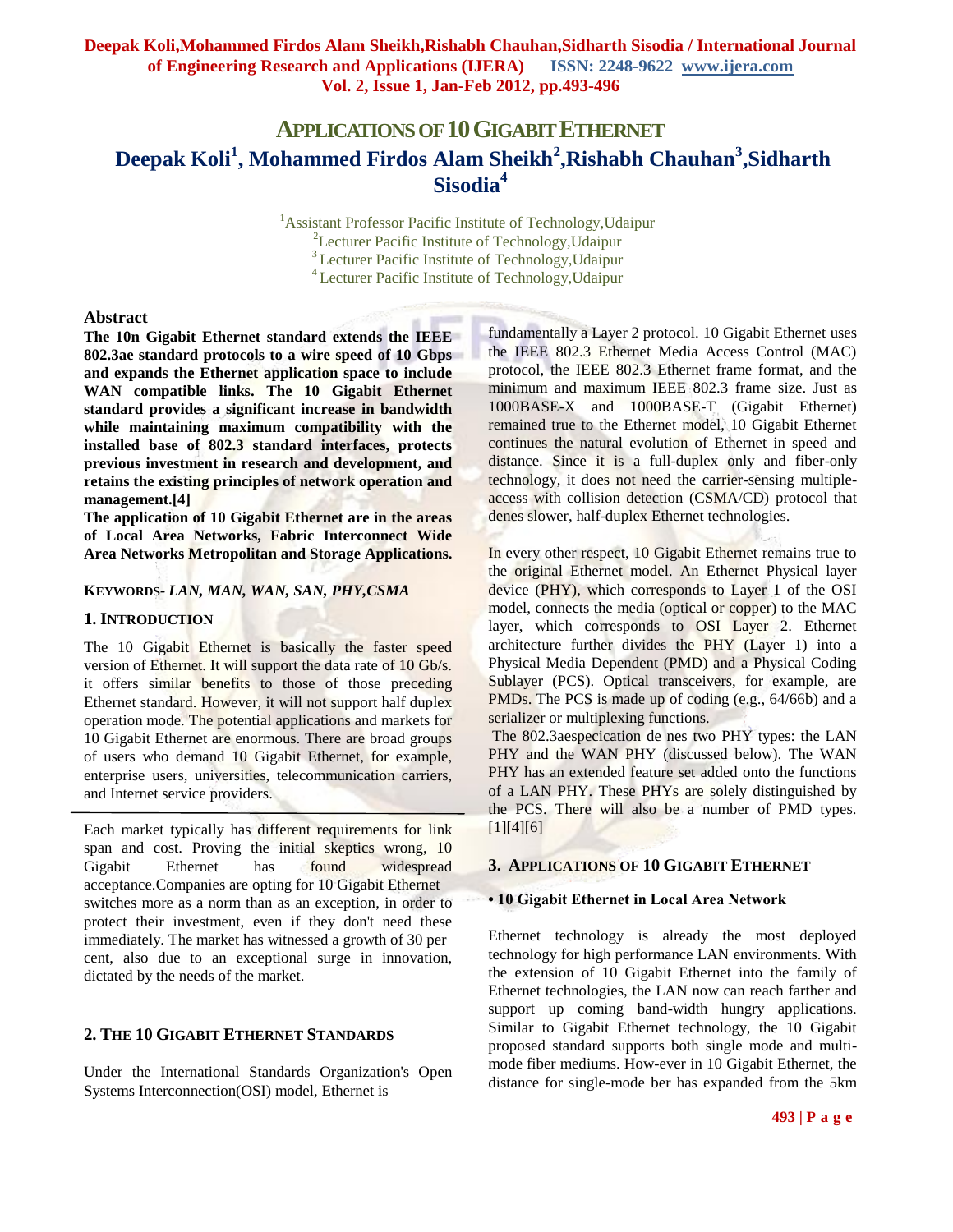# APPLICATIONS OF 10 GIGABIT ETHERNET

**Deepak Koli[1], Mohammed Firdos Alam Sheikh[2], Rishabh Chauhan[3], Sidharth Sisodia[4]**

[1]Assistant Professor Pacific Institute of Technology, Udaipur
[2]Lecturer Pacific Institute of Technology, Udaipur
[3]Lecturer Pacific Institute of Technology, Udaipur
[4]Lecturer Pacific Institute of Technology, Udaipur

## Abstract

**The 10n Gigabit Ethernet standard extends the IEEE 802.3ae standard protocols to a wire speed of 10 Gbps and expands the Ethernet application space to include WAN compatible links. The 10 Gigabit Ethernet standard provides a significant increase in bandwidth while maintaining maximum compatibility with the installed base of 802.3 standard interfaces, protects previous investment in research and development, and retains the existing principles of network operation and management.[4]**

**The application of 10 Gigabit Ethernet are in the areas of Local Area Networks, Fabric Interconnect Wide Area Networks Metropolitan and Storage Applications.**

**KEYWORDS-** ***LAN, MAN, WAN, SAN, PHY,CSMA***

## 1. INTRODUCTION

The 10 Gigabit Ethernet is basically the faster speed version of Ethernet. It will support the data rate of 10 Gb/s. it offers similar benefits to those of those preceding Ethernet standard. However, it will not support half duplex operation mode. The potential applications and markets for 10 Gigabit Ethernet are enormous. There are broad groups of users who demand 10 Gigabit Ethernet, for example, enterprise users, universities, telecommunication carriers, and Internet service providers.

Each market typically has different requirements for link span and cost. Proving the initial skeptics wrong, 10 Gigabit Ethernet has found widespread acceptance.Companies are opting for 10 Gigabit Ethernet switches more as a norm than as an exception, in order to protect their investment, even if they don't need these immediately. The market has witnessed a growth of 30 per cent, also due to an exceptional surge in innovation, dictated by the needs of the market.

## 2. THE 10 GIGABIT ETHERNET STANDARDS

Under the International Standards Organization's Open Systems Interconnection(OSI) model, Ethernet is fundamentally a Layer 2 protocol. 10 Gigabit Ethernet uses the IEEE 802.3 Ethernet Media Access Control (MAC) protocol, the IEEE 802.3 Ethernet frame format, and the minimum and maximum IEEE 802.3 frame size. Just as 1000BASE-X and 1000BASE-T (Gigabit Ethernet) remained true to the Ethernet model, 10 Gigabit Ethernet continues the natural evolution of Ethernet in speed and distance. Since it is a full-duplex only and fiber-only technology, it does not need the carrier-sensing multiple-access with collision detection (CSMA/CD) protocol that denes slower, half-duplex Ethernet technologies.

In every other respect, 10 Gigabit Ethernet remains true to the original Ethernet model. An Ethernet Physical layer device (PHY), which corresponds to Layer 1 of the OSI model, connects the media (optical or copper) to the MAC layer, which corresponds to OSI Layer 2. Ethernet architecture further divides the PHY (Layer 1) into a Physical Media Dependent (PMD) and a Physical Coding Sublayer (PCS). Optical transceivers, for example, are PMDs. The PCS is made up of coding (e.g., 64/66b) and a serializer or multiplexing functions.

The 802.3aespecication de nes two PHY types: the LAN PHY and the WAN PHY (discussed below). The WAN PHY has an extended feature set added onto the functions of a LAN PHY. These PHYs are solely distinguished by the PCS. There will also be a number of PMD types. [1][4][6]

## 3. APPLICATIONS OF 10 GIGABIT ETHERNET

**• 10 Gigabit Ethernet in Local Area Network**

Ethernet technology is already the most deployed technology for high performance LAN environments. With the extension of 10 Gigabit Ethernet into the family of Ethernet technologies, the LAN now can reach farther and support up coming band-width hungry applications. Similar to Gigabit Ethernet technology, the 10 Gigabit proposed standard supports both single mode and multi-mode fiber mediums. How-ever in 10 Gigabit Ethernet, the distance for single-mode ber has expanded from the 5km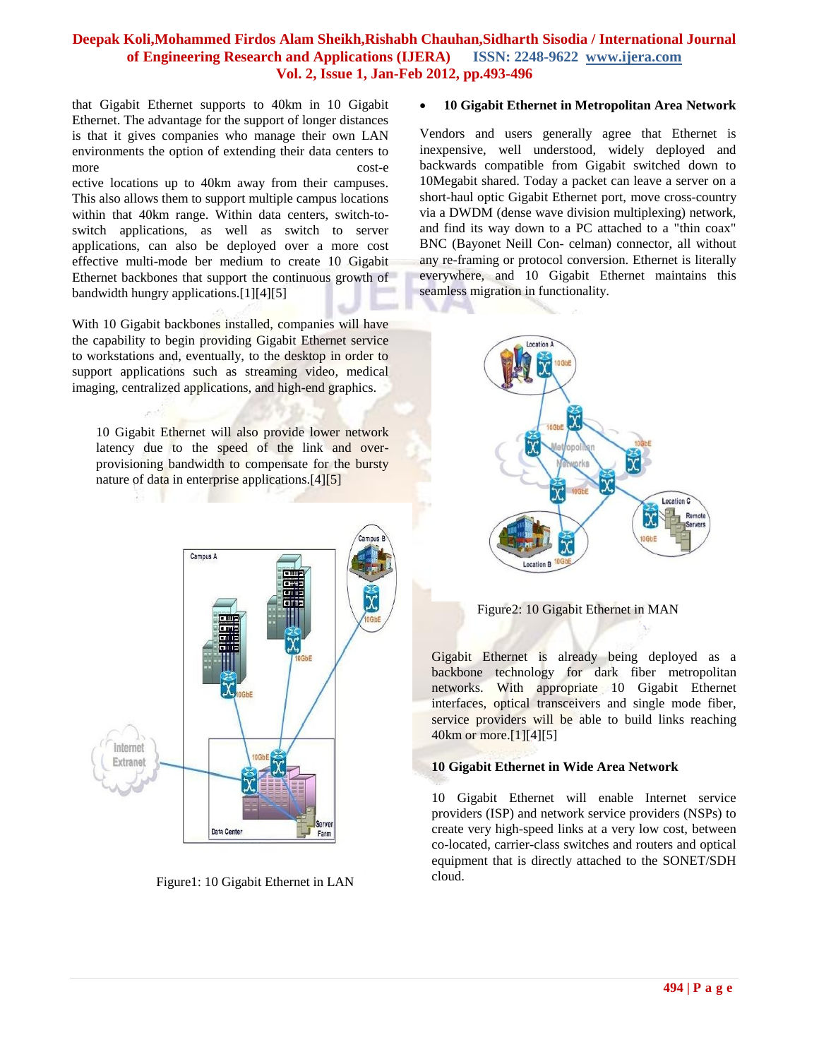that Gigabit Ethernet supports to 40km in 10 Gigabit Ethernet. The advantage for the support of longer distances is that it gives companies who manage their own LAN environments the option of extending their data centers to more cost-effective locations up to 40km away from their campuses. This also allows them to support multiple campus locations within that 40km range. Within data centers, switch-to-switch applications, as well as switch to server applications, can also be deployed over a more cost effective multi-mode ber medium to create 10 Gigabit Ethernet backbones that support the continuous growth of bandwidth hungry applications.[1][4][5]

With 10 Gigabit backbones installed, companies will have the capability to begin providing Gigabit Ethernet service to workstations and, eventually, to the desktop in order to support applications such as streaming video, medical imaging, centralized applications, and high-end graphics.

10 Gigabit Ethernet will also provide lower network latency due to the speed of the link and over-provisioning bandwidth to compensate for the bursty nature of data in enterprise applications.[4][5]

Figure1: 10 Gigabit Ethernet in LAN

- **10 Gigabit Ethernet in Metropolitan Area Network**

Vendors and users generally agree that Ethernet is inexpensive, well understood, widely deployed and backwards compatible from Gigabit switched down to 10Megabit shared. Today a packet can leave a server on a short-haul optic Gigabit Ethernet port, move cross-country via a DWDM (dense wave division multiplexing) network, and find its way down to a PC attached to a "thin coax" BNC (Bayonet Neill Con- celman) connector, all without any re-framing or protocol conversion. Ethernet is literally everywhere, and 10 Gigabit Ethernet maintains this seamless migration in functionality.

Figure2: 10 Gigabit Ethernet in MAN

Gigabit Ethernet is already being deployed as a backbone technology for dark fiber metropolitan networks. With appropriate 10 Gigabit Ethernet interfaces, optical transceivers and single mode fiber, service providers will be able to build links reaching 40km or more.[1][4][5]

**10 Gigabit Ethernet in Wide Area Network**

10 Gigabit Ethernet will enable Internet service providers (ISP) and network service providers (NSPs) to create very high-speed links at a very low cost, between co-located, carrier-class switches and routers and optical equipment that is directly attached to the SONET/SDH cloud.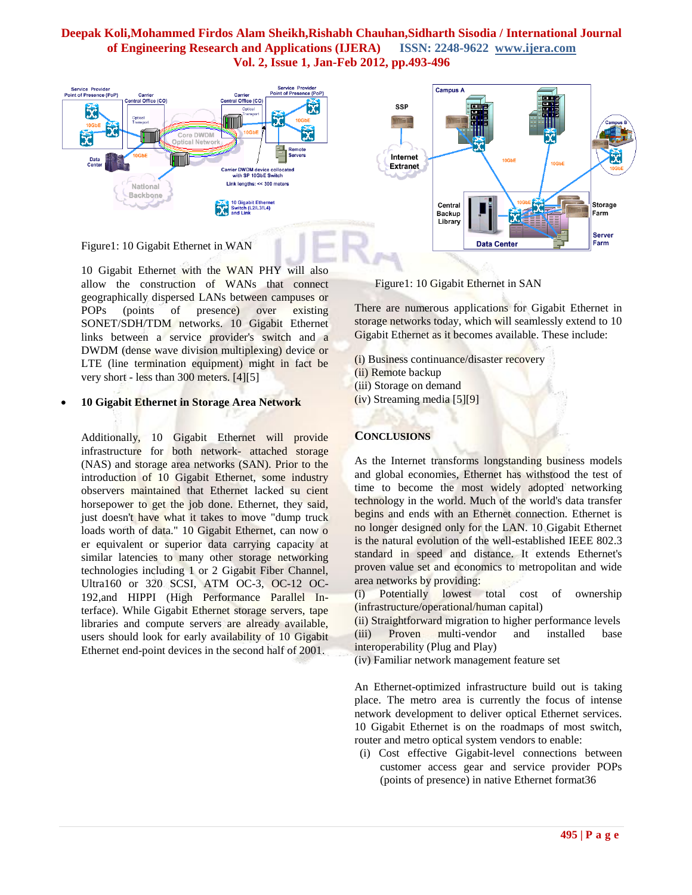Figure1: 10 Gigabit Ethernet in WAN

10 Gigabit Ethernet with the WAN PHY will also allow the construction of WANs that connect geographically dispersed LANs between campuses or POPs (points of presence) over existing SONET/SDH/TDM networks. 10 Gigabit Ethernet links between a service provider's switch and a DWDM (dense wave division multiplexing) device or LTE (line termination equipment) might in fact be very short - less than 300 meters. [4][5]

- **10 Gigabit Ethernet in Storage Area Network**

Additionally, 10 Gigabit Ethernet will provide infrastructure for both network- attached storage (NAS) and storage area networks (SAN). Prior to the introduction of 10 Gigabit Ethernet, some industry observers maintained that Ethernet lacked su cient horsepower to get the job done. Ethernet, they said, just doesn't have what it takes to move "dump truck loads worth of data." 10 Gigabit Ethernet, can now o er equivalent or superior data carrying capacity at similar latencies to many other storage networking technologies including 1 or 2 Gigabit Fiber Channel, Ultra160 or 320 SCSI, ATM OC-3, OC-12 OC-192,and HIPPI (High Performance Parallel In-terface). While Gigabit Ethernet storage servers, tape libraries and compute servers are already available, users should look for early availability of 10 Gigabit Ethernet end-point devices in the second half of 2001.

Figure1: 10 Gigabit Ethernet in SAN

There are numerous applications for Gigabit Ethernet in storage networks today, which will seamlessly extend to 10 Gigabit Ethernet as it becomes available. These include:

(i) Business continuance/disaster recovery
(ii) Remote backup
(iii) Storage on demand
(iv) Streaming media [5][9]

## CONCLUSIONS

As the Internet transforms longstanding business models and global economies, Ethernet has withstood the test of time to become the most widely adopted networking technology in the world. Much of the world's data transfer begins and ends with an Ethernet connection. Ethernet is no longer designed only for the LAN. 10 Gigabit Ethernet is the natural evolution of the well-established IEEE 802.3 standard in speed and distance. It extends Ethernet's proven value set and economics to metropolitan and wide area networks by providing:

(i) Potentially lowest total cost of ownership (infrastructure/operational/human capital)
(ii) Straightforward migration to higher performance levels
(iii) Proven multi-vendor and installed base interoperability (Plug and Play)
(iv) Familiar network management feature set

An Ethernet-optimized infrastructure build out is taking place. The metro area is currently the focus of intense network development to deliver optical Ethernet services. 10 Gigabit Ethernet is on the roadmaps of most switch, router and metro optical system vendors to enable:

(i) Cost effective Gigabit-level connections between customer access gear and service provider POPs (points of presence) in native Ethernet format36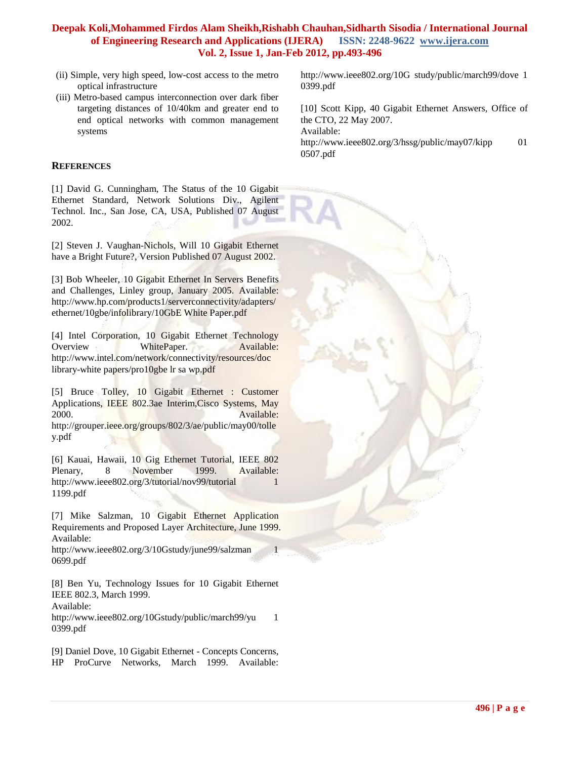(ii) Simple, very high speed, low-cost access to the metro optical infrastructure

(iii) Metro-based campus interconnection over dark fiber targeting distances of 10/40km and greater end to end optical networks with common management systems

## REFERENCES

[1] David G. Cunningham, The Status of the 10 Gigabit Ethernet Standard, Network Solutions Div., Agilent Technol. Inc., San Jose, CA, USA, Published 07 August 2002.

[2] Steven J. Vaughan-Nichols, Will 10 Gigabit Ethernet have a Bright Future?, Version Published 07 August 2002.

[3] Bob Wheeler, 10 Gigabit Ethernet In Servers Benefits and Challenges, Linley group, January 2005. Available: http://www.hp.com/products1/serverconnectivity/adapters/ethernet/10gbe/infolibrary/10GbE White Paper.pdf

[4] Intel Corporation, 10 Gigabit Ethernet Technology Overview WhitePaper. Available: http://www.intel.com/network/connectivity/resources/doc library-white papers/pro10gbe lr sa wp.pdf

[5] Bruce Tolley, 10 Gigabit Ethernet : Customer Applications, IEEE 802.3ae Interim,Cisco Systems, May 2000. Available: http://grouper.ieee.org/groups/802/3/ae/public/may00/tolley.pdf

[6] Kauai, Hawaii, 10 Gig Ethernet Tutorial, IEEE 802 Plenary, 8 November 1999. Available: http://www.ieee802.org/3/tutorial/nov99/tutorial 1 1199.pdf

[7] Mike Salzman, 10 Gigabit Ethernet Application Requirements and Proposed Layer Architecture, June 1999. Available: http://www.ieee802.org/3/10Gstudy/june99/salzman 1 0699.pdf

[8] Ben Yu, Technology Issues for 10 Gigabit Ethernet IEEE 802.3, March 1999. Available: http://www.ieee802.org/10Gstudy/public/march99/yu 1 0399.pdf

[9] Daniel Dove, 10 Gigabit Ethernet - Concepts Concerns, HP ProCurve Networks, March 1999. Available: http://www.ieee802.org/10G study/public/march99/dove 1 0399.pdf

[10] Scott Kipp, 40 Gigabit Ethernet Answers, Office of the CTO, 22 May 2007. Available: http://www.ieee802.org/3/hssg/public/may07/kipp 01 0507.pdf